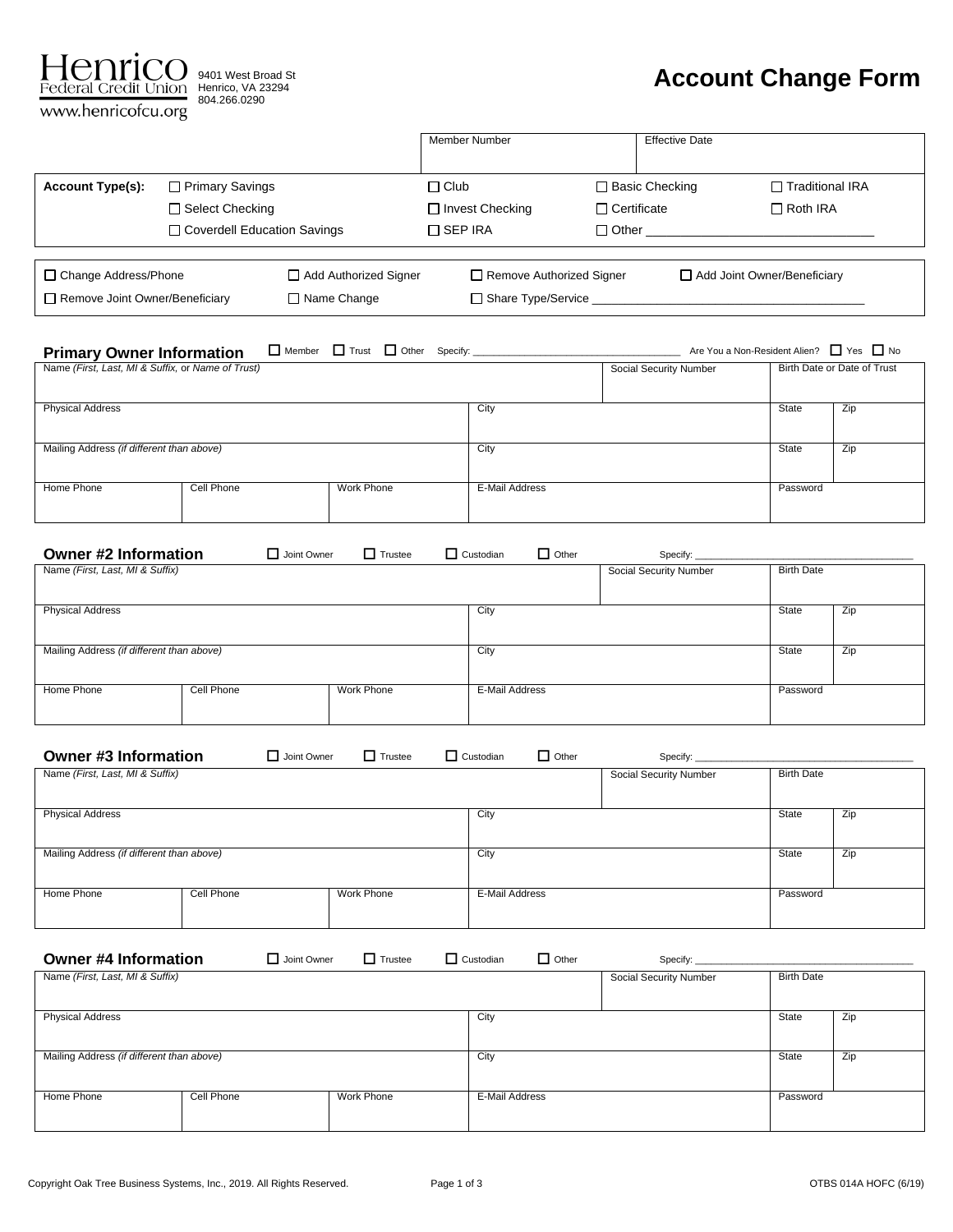Henrico Federal Credit Union
www.henricofcu.org

9401 West Broad St
Henrico, VA 23294
804.266.0290

# Account Change Form

| Member Number | Effective Date |
| --- | --- |
| | |

**Account Type(s):**

| | | | |
| --- | --- | --- | --- |
| ☐ Primary Savings | ☐ Club | ☐ Basic Checking | ☐ Traditional IRA |
| ☐ Select Checking | ☐ Invest Checking | ☐ Certificate | ☐ Roth IRA |
| ☐ Coverdell Education Savings | ☐ SEP IRA | ☐ Other ________________________________ | |

| | | | |
| --- | --- | --- | --- |
| ☐ Change Address/Phone | ☐ Add Authorized Signer | ☐ Remove Authorized Signer | ☐ Add Joint Owner/Beneficiary |
| ☐ Remove Joint Owner/Beneficiary | ☐ Name Change | ☐ Share Type/Service ________________________________________ | |

## Primary Owner Information

☐ Member ☐ Trust ☐ Other Specify: ___________________________________ Are You a Non-Resident Alien? ☐ Yes ☐ No

| Name *(First, Last, MI & Suffix,* or *Name of Trust)* | | | Social Security Number | Birth Date or Date of Trust | |
| --- | --- | --- | --- | --- | --- |
| Physical Address | | City | | State | Zip |
| Mailing Address *(if different than above)* | | City | | State | Zip |
| Home Phone | Cell Phone | Work Phone | E-Mail Address | Password | |

## Owner #2 Information

☐ Joint Owner ☐ Trustee ☐ Custodian ☐ Other Specify: _______________________________________

| Name *(First, Last, MI & Suffix)* | | | Social Security Number | Birth Date | |
| --- | --- | --- | --- | --- | --- |
| Physical Address | | City | | State | Zip |
| Mailing Address *(if different than above)* | | City | | State | Zip |
| Home Phone | Cell Phone | Work Phone | E-Mail Address | Password | |

## Owner #3 Information

☐ Joint Owner ☐ Trustee ☐ Custodian ☐ Other Specify: _______________________________________

| Name *(First, Last, MI & Suffix)* | | | Social Security Number | Birth Date | |
| --- | --- | --- | --- | --- | --- |
| Physical Address | | City | | State | Zip |
| Mailing Address *(if different than above)* | | City | | State | Zip |
| Home Phone | Cell Phone | Work Phone | E-Mail Address | Password | |

## Owner #4 Information

☐ Joint Owner ☐ Trustee ☐ Custodian ☐ Other Specify: _______________________________________

| Name *(First, Last, MI & Suffix)* | | | Social Security Number | Birth Date | |
| --- | --- | --- | --- | --- | --- |
| Physical Address | | City | | State | Zip |
| Mailing Address *(if different than above)* | | City | | State | Zip |
| Home Phone | Cell Phone | Work Phone | E-Mail Address | Password | |

Copyright Oak Tree Business Systems, Inc., 2019. All Rights Reserved. OTBS 014A HOFC (6/19)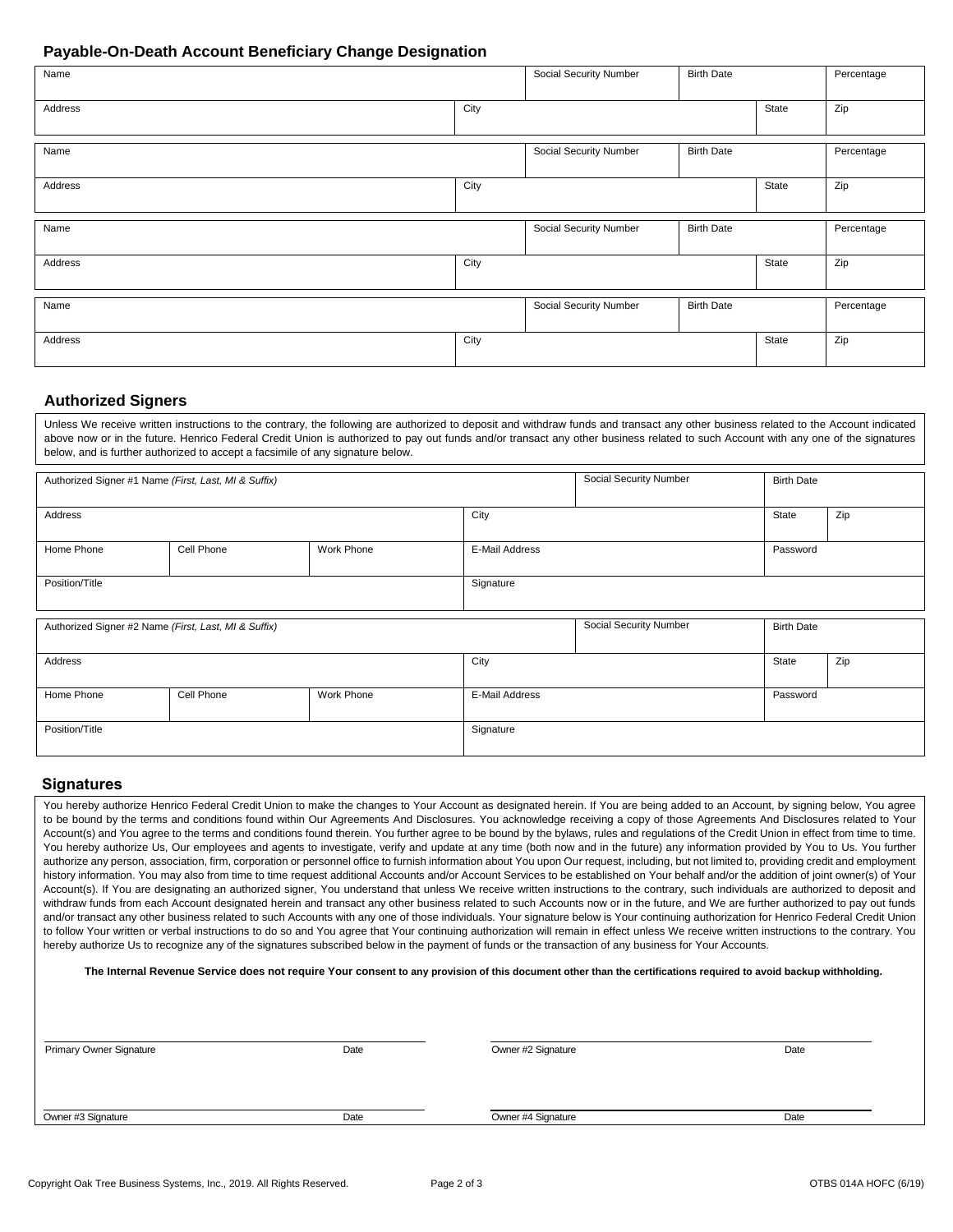## Payable-On-Death Account Beneficiary Change Designation

| Name | | Social Security Number | Birth Date | | Percentage |
|---|---|---|---|---|---|
| | | | | | |
| Address | City | | | State | Zip |
| | | | | | |

| Name | | Social Security Number | Birth Date | | Percentage |
|---|---|---|---|---|---|
| | | | | | |
| Address | City | | | State | Zip |
| | | | | | |

| Name | | Social Security Number | Birth Date | | Percentage |
|---|---|---|---|---|---|
| | | | | | |
| Address | City | | | State | Zip |
| | | | | | |

| Name | | Social Security Number | Birth Date | | Percentage |
|---|---|---|---|---|---|
| | | | | | |
| Address | City | | | State | Zip |
| | | | | | |

## Authorized Signers

Unless We receive written instructions to the contrary, the following are authorized to deposit and withdraw funds and transact any other business related to the Account indicated above now or in the future. Henrico Federal Credit Union is authorized to pay out funds and/or transact any other business related to such Account with any one of the signatures below, and is further authorized to accept a facsimile of any signature below.

| Authorized Signer #1 Name *(First, Last, MI & Suffix)* | | | | Social Security Number | Birth Date | |
|---|---|---|---|---|---|---|
| | | | | | | |
| Address | | | City | | State | Zip |
| | | | | | | |
| Home Phone | Cell Phone | Work Phone | E-Mail Address | | Password | |
| | | | | | | |
| Position/Title | | | Signature | | | |
| | | | | | | |

| Authorized Signer #2 Name *(First, Last, MI & Suffix)* | | | | Social Security Number | Birth Date | |
|---|---|---|---|---|---|---|
| | | | | | | |
| Address | | | City | | State | Zip |
| | | | | | | |
| Home Phone | Cell Phone | Work Phone | E-Mail Address | | Password | |
| | | | | | | |
| Position/Title | | | Signature | | | |
| | | | | | | |

## Signatures

You hereby authorize Henrico Federal Credit Union to make the changes to Your Account as designated herein. If You are being added to an Account, by signing below, You agree to be bound by the terms and conditions found within Our Agreements And Disclosures. You acknowledge receiving a copy of those Agreements And Disclosures related to Your Account(s) and You agree to the terms and conditions found therein. You further agree to be bound by the bylaws, rules and regulations of the Credit Union in effect from time to time. You hereby authorize Us, Our employees and agents to investigate, verify and update at any time (both now and in the future) any information provided by You to Us. You further authorize any person, association, firm, corporation or personnel office to furnish information about You upon Our request, including, but not limited to, providing credit and employment history information. You may also from time to time request additional Accounts and/or Account Services to be established on Your behalf and/or the addition of joint owner(s) of Your Account(s). If You are designating an authorized signer, You understand that unless We receive written instructions to the contrary, such individuals are authorized to deposit and withdraw funds from each Account designated herein and transact any other business related to such Accounts now or in the future, and We are further authorized to pay out funds and/or transact any other business related to such Accounts with any one of those individuals. Your signature below is Your continuing authorization for Henrico Federal Credit Union to follow Your written or verbal instructions to do so and You agree that Your continuing authorization will remain in effect unless We receive written instructions to the contrary. You hereby authorize Us to recognize any of the signatures subscribed below in the payment of funds or the transaction of any business for Your Accounts.

**The Internal Revenue Service does not require Your consent to any provision of this document other than the certifications required to avoid backup withholding.**

| | | | |
|---|---|---|---|
| Primary Owner Signature | Date | Owner #2 Signature | Date |
| Owner #3 Signature | Date | Owner #4 Signature | Date |

Copyright Oak Tree Business Systems, Inc., 2019. All Rights Reserved.

OTBS 014A HOFC (6/19)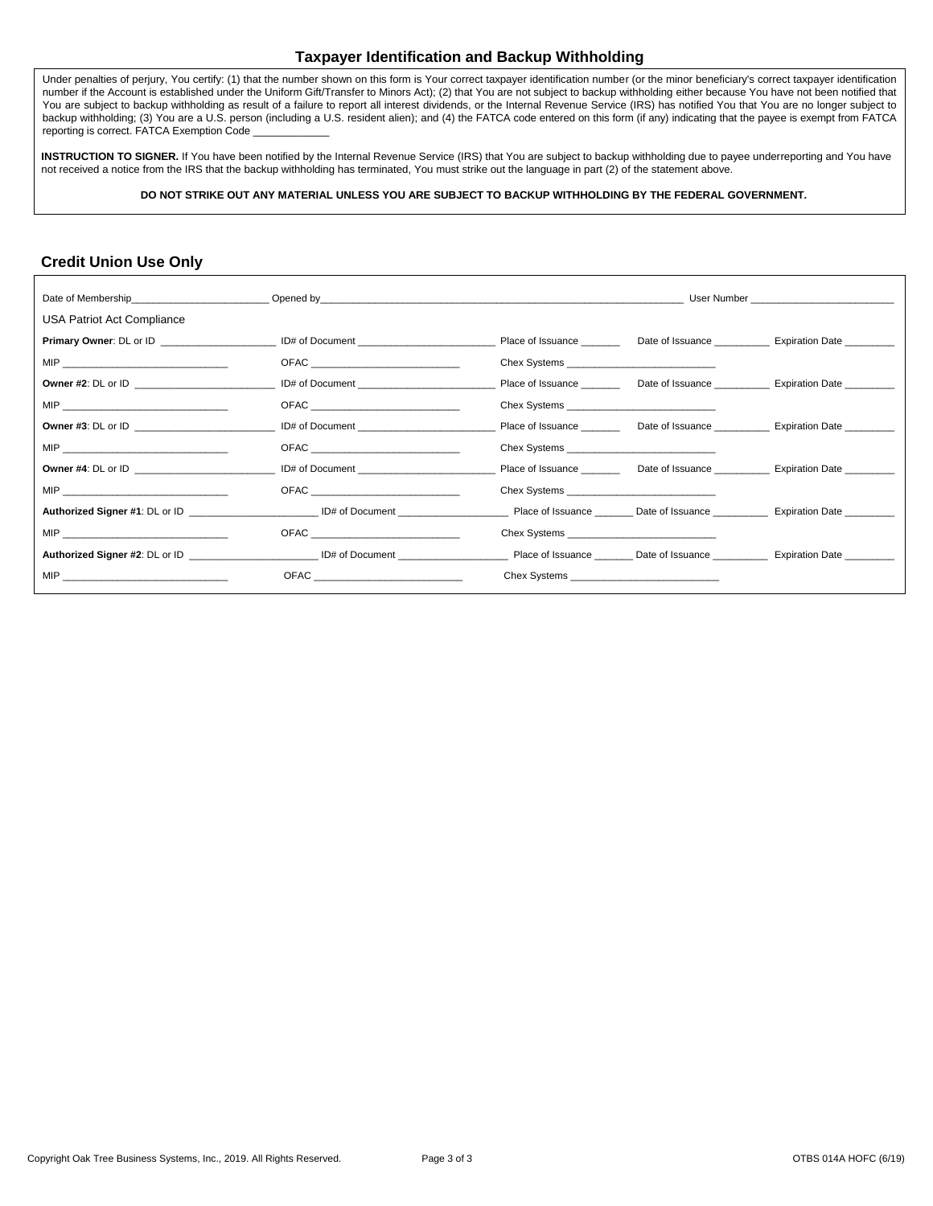## Taxpayer Identification and Backup Withholding

Under penalties of perjury, You certify: (1) that the number shown on this form is Your correct taxpayer identification number (or the minor beneficiary's correct taxpayer identification number if the Account is established under the Uniform Gift/Transfer to Minors Act); (2) that You are not subject to backup withholding either because You have not been notified that You are subject to backup withholding as result of a failure to report all interest dividends, or the Internal Revenue Service (IRS) has notified You that You are no longer subject to backup withholding; (3) You are a U.S. person (including a U.S. resident alien); and (4) the FATCA code entered on this form (if any) indicating that the payee is exempt from FATCA reporting is correct. FATCA Exemption Code _____________

**INSTRUCTION TO SIGNER.** If You have been notified by the Internal Revenue Service (IRS) that You are subject to backup withholding due to payee underreporting and You have not received a notice from the IRS that the backup withholding has terminated, You must strike out the language in part (2) of the statement above.

**DO NOT STRIKE OUT ANY MATERIAL UNLESS YOU ARE SUBJECT TO BACKUP WITHHOLDING BY THE FEDERAL GOVERNMENT.**

## Credit Union Use Only

Date of Membership________________________ Opened by__________________________________________________________________ User Number __________________________

USA Patriot Act Compliance

**Primary Owner**: DL or ID _____________________ ID# of Document _________________________ Place of Issuance _______ Date of Issuance __________ Expiration Date _________

MIP ______________________________ OFAC ___________________________ Chex Systems ___________________________

**Owner #2**: DL or ID _________________________ ID# of Document _________________________ Place of Issuance _______ Date of Issuance __________ Expiration Date _________

MIP ______________________________ OFAC ___________________________ Chex Systems ___________________________

**Owner #3**: DL or ID _________________________ ID# of Document _________________________ Place of Issuance _______ Date of Issuance __________ Expiration Date _________

MIP ______________________________ OFAC ___________________________ Chex Systems ___________________________

**Owner #4**: DL or ID _________________________ ID# of Document _________________________ Place of Issuance _______ Date of Issuance __________ Expiration Date _________

MIP ______________________________ OFAC ___________________________ Chex Systems ___________________________

**Authorized Signer #1**: DL or ID _______________________ ID# of Document ____________________ Place of Issuance _______ Date of Issuance __________ Expiration Date _________

MIP ______________________________ OFAC ___________________________ Chex Systems ___________________________

**Authorized Signer #2**: DL or ID _______________________ ID# of Document ____________________ Place of Issuance _______ Date of Issuance __________ Expiration Date _________

MIP ______________________________ OFAC ___________________________ Chex Systems ___________________________

Copyright Oak Tree Business Systems, Inc., 2019. All Rights Reserved.

OTBS 014A HOFC (6/19)